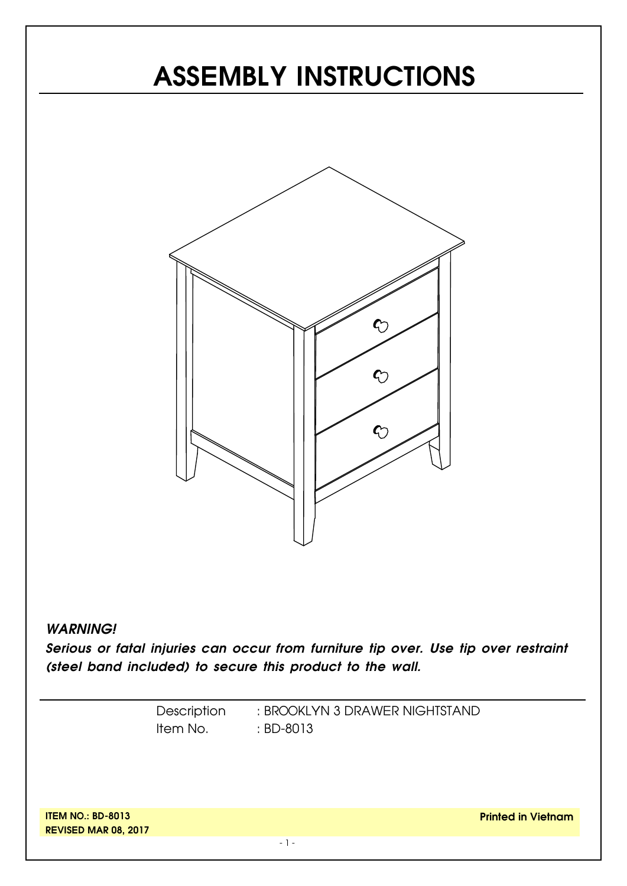# ASSEMBLY INSTRUCTIONS

***WARNING!***

***Serious or fatal injuries can occur from furniture tip over. Use tip over restraint (steel band included) to secure this product to the wall.***

Description : BROOKLYN 3 DRAWER NIGHTSTAND
Item No. : BD-8013

**ITEM NO.: BD-8013**
**REVISED MAR 08, 2017**

**Printed in Vietnam**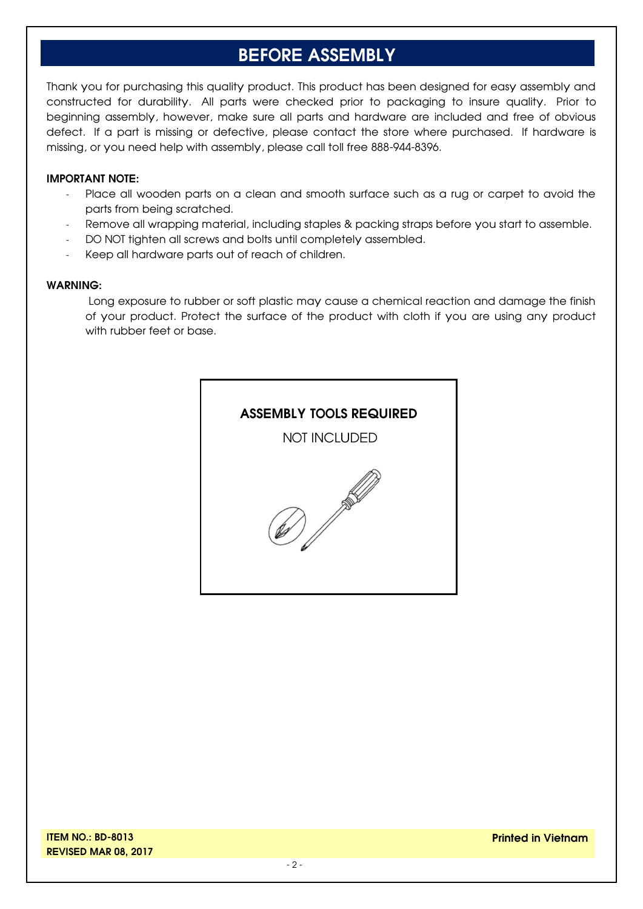# BEFORE ASSEMBLY

Thank you for purchasing this quality product. This product has been designed for easy assembly and constructed for durability. All parts were checked prior to packaging to insure quality. Prior to beginning assembly, however, make sure all parts and hardware are included and free of obvious defect. If a part is missing or defective, please contact the store where purchased. If hardware is missing, or you need help with assembly, please call toll free 888-944-8396.

**IMPORTANT NOTE:**

- Place all wooden parts on a clean and smooth surface such as a rug or carpet to avoid the parts from being scratched.
- Remove all wrapping material, including staples & packing straps before you start to assemble.
- DO NOT tighten all screws and bolts until completely assembled.
- Keep all hardware parts out of reach of children.

**WARNING:**

Long exposure to rubber or soft plastic may cause a chemical reaction and damage the finish of your product. Protect the surface of the product with cloth if you are using any product with rubber feet or base.

**ASSEMBLY TOOLS REQUIRED**

NOT INCLUDED

**ITEM NO.: BD-8013**
**REVISED MAR 08, 2017**

**Printed in Vietnam**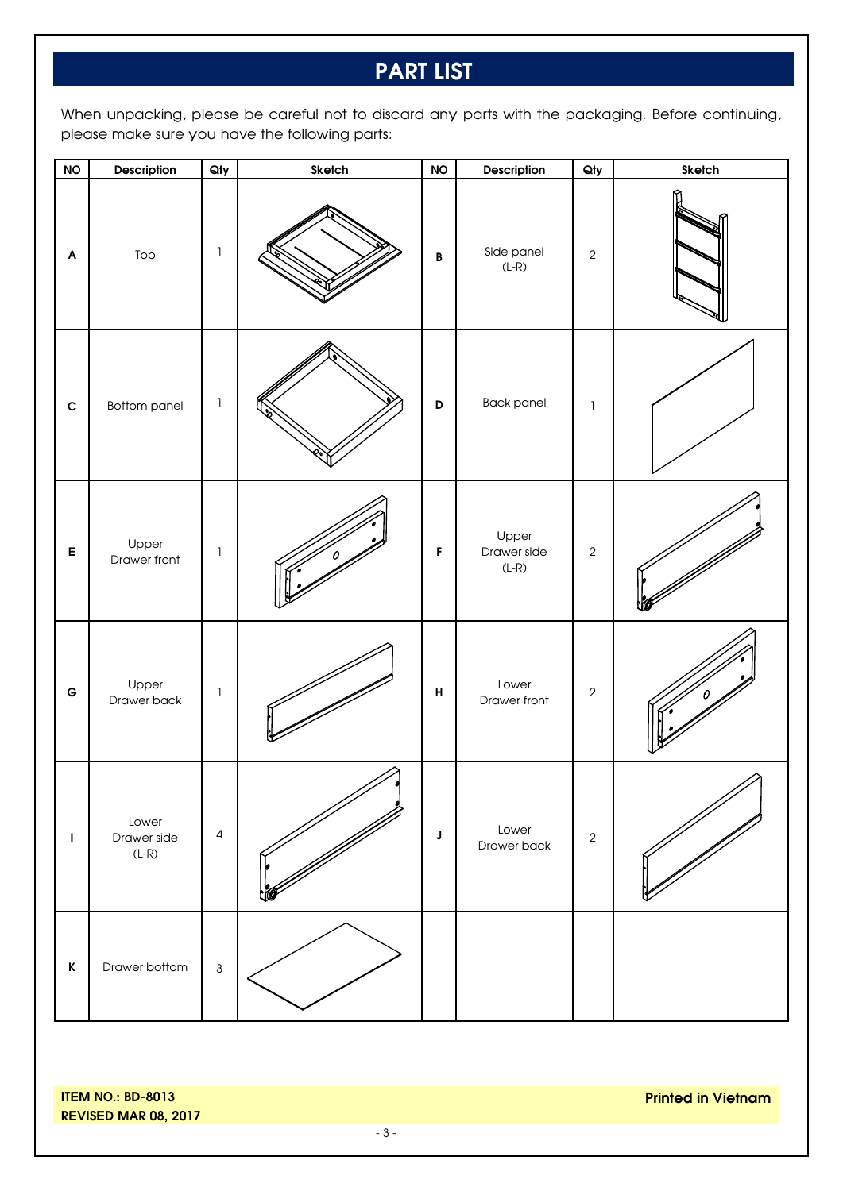# PART LIST

When unpacking, please be careful not to discard any parts with the packaging. Before continuing, please make sure you have the following parts:

| NO | Description | Qty | Sketch | NO | Description | Qty | Sketch |
|---|---|---|---|---|---|---|---|
| A | Top | 1 | | B | Side panel (L-R) | 2 | |
| C | Bottom panel | 1 | | D | Back panel | 1 | |
| E | Upper Drawer front | 1 | | F | Upper Drawer side (L-R) | 2 | |
| G | Upper Drawer back | 1 | | H | Lower Drawer front | 2 | |
| I | Lower Drawer side (L-R) | 4 | | J | Lower Drawer back | 2 | |
| K | Drawer bottom | 3 | | | | | |

**ITEM NO.: BD-8013**
**REVISED MAR 08, 2017**

**Printed in Vietnam**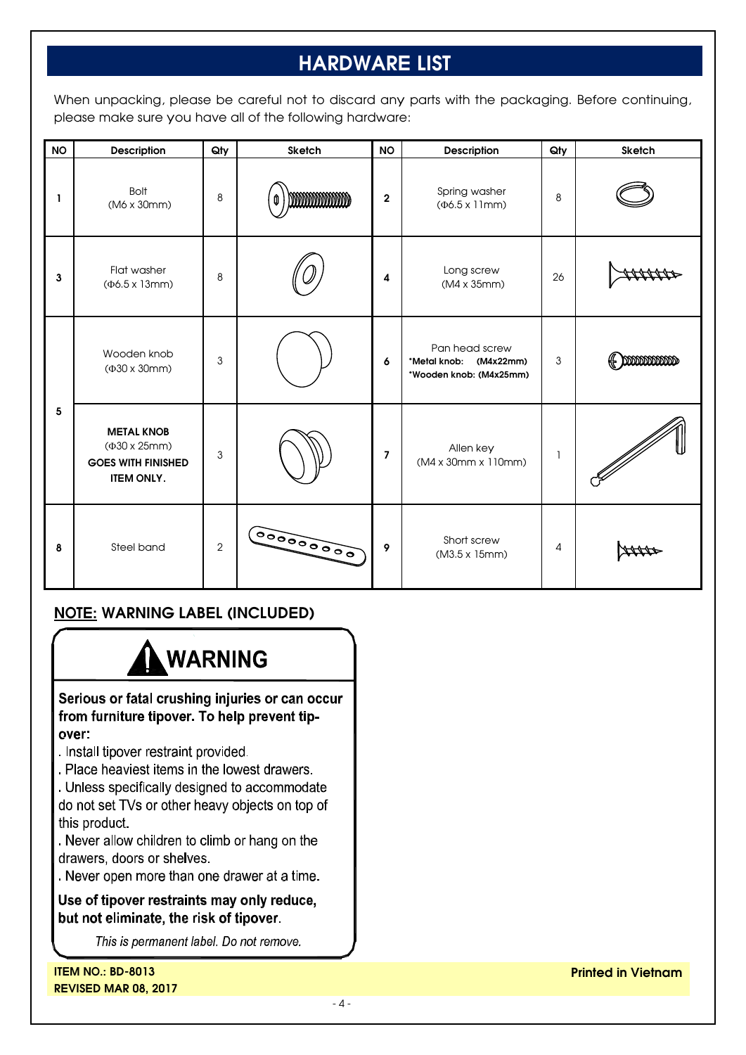## HARDWARE LIST

When unpacking, please be careful not to discard any parts with the packaging. Before continuing, please make sure you have all of the following hardware:

| NO | Description | Qty | Sketch | NO | Description | Qty | Sketch |
|---|---|---|---|---|---|---|---|
| 1 | Bolt (M6 x 30mm) | 8 | | 2 | Spring washer (Φ6.5 x 11mm) | 8 | |
| 3 | Flat washer (Φ6.5 x 13mm) | 8 | | 4 | Long screw (M4 x 35mm) | 26 | |
| 5 | Wooden knob (Φ30 x 30mm) | 3 | | 6 | Pan head screw **\*Metal knob: (M4x22mm)** **\*Wooden knob: (M4x25mm)** | 3 | |
| | **METAL KNOB** (Φ30 x 25mm) **GOES WITH FINISHED ITEM ONLY.** | 3 | | 7 | Allen key (M4 x 30mm x 110mm) | 1 | |
| 8 | Steel band | 2 | | 9 | Short screw (M3.5 x 15mm) | 4 | |

### NOTE: WARNING LABEL (INCLUDED)

**WARNING**

**Serious or fatal crushing injuries or can occur from furniture tipover. To help prevent tip-over:**

. Install tipover restraint provided.
. Place heaviest items in the lowest drawers.
. Unless specifically designed to accommodate do not set TVs or other heavy objects on top of this product.
. Never allow children to climb or hang on the drawers, doors or shelves.
. Never open more than one drawer at a time.

**Use of tipover restraints may only reduce, but not eliminate, the risk of tipover.**

*This is permanent label. Do not remove.*

**ITEM NO.: BD-8013**
**REVISED MAR 08, 2017**

**Printed in Vietnam**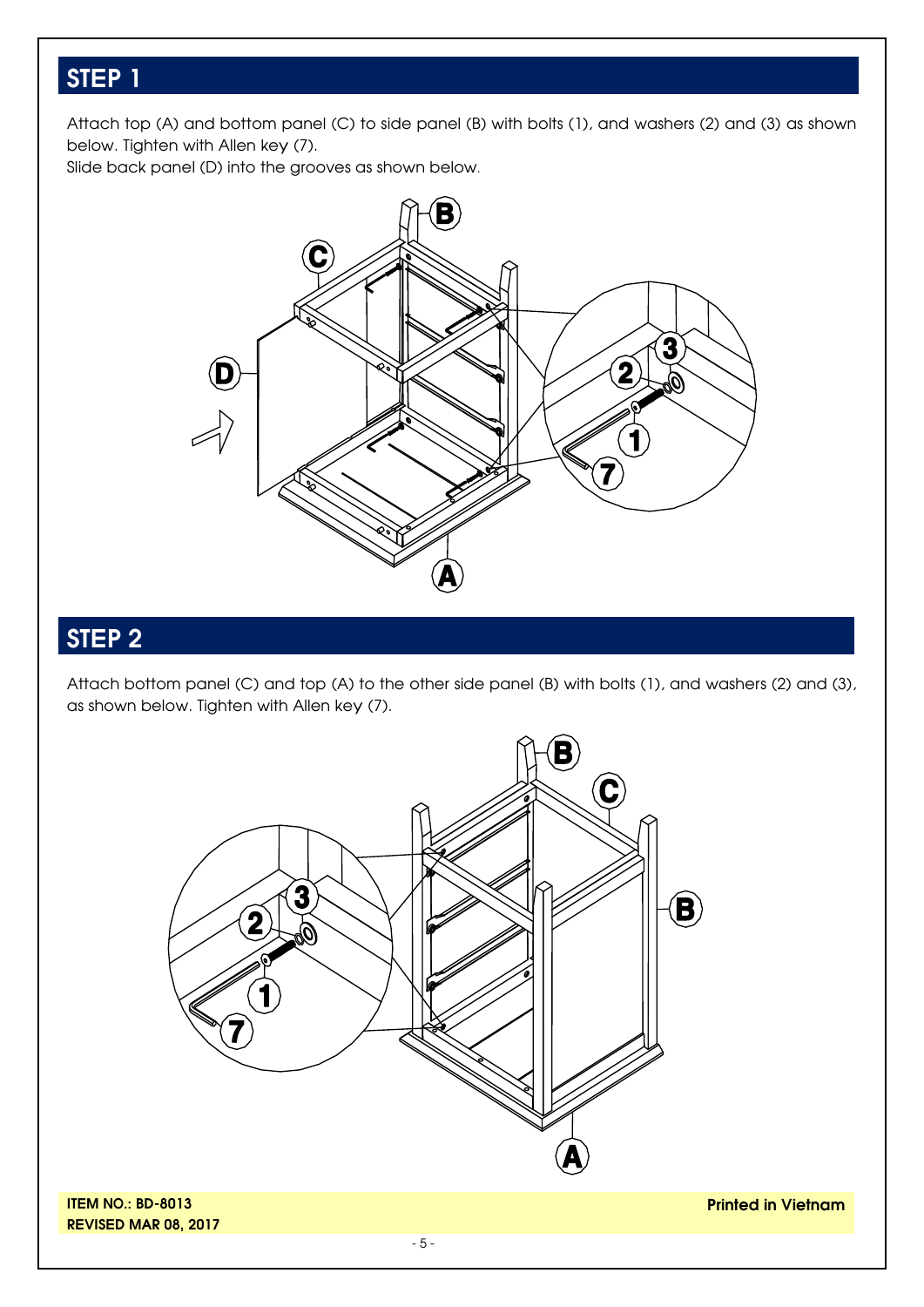## STEP 1

Attach top (A) and bottom panel (C) to side panel (B) with bolts (1), and washers (2) and (3) as shown below. Tighten with Allen key (7).

Slide back panel (D) into the grooves as shown below.

## STEP 2

Attach bottom panel (C) and top (A) to the other side panel (B) with bolts (1), and washers (2) and (3), as shown below. Tighten with Allen key (7).

**ITEM NO.: BD-8013**
**REVISED MAR 08, 2017**

**Printed in Vietnam**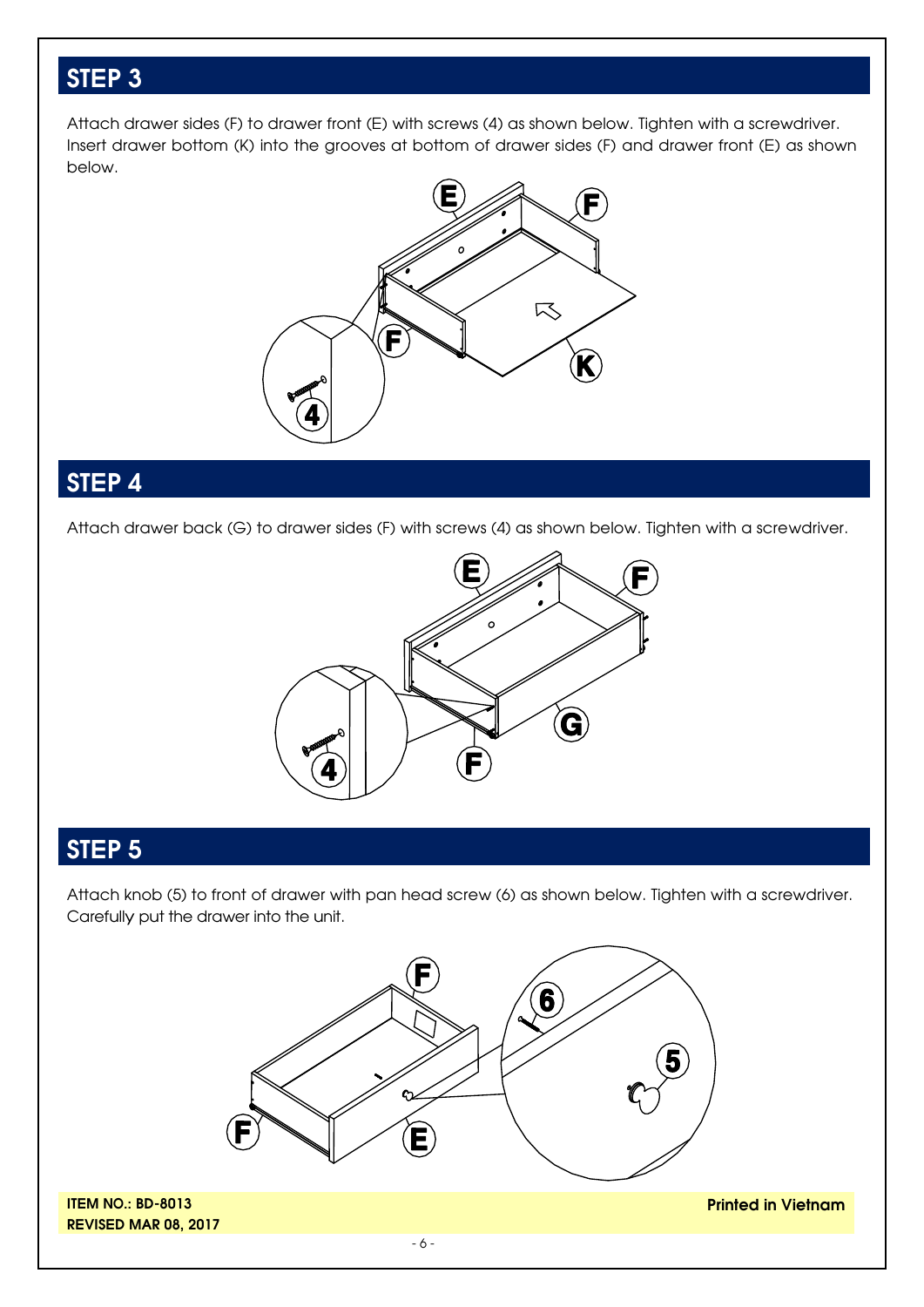## STEP 3

Attach drawer sides (F) to drawer front (E) with screws (4) as shown below. Tighten with a screwdriver. Insert drawer bottom (K) into the grooves at bottom of drawer sides (F) and drawer front (E) as shown below.

## STEP 4

Attach drawer back (G) to drawer sides (F) with screws (4) as shown below. Tighten with a screwdriver.

## STEP 5

Attach knob (5) to front of drawer with pan head screw (6) as shown below. Tighten with a screwdriver. Carefully put the drawer into the unit.

**ITEM NO.: BD-8013**
**REVISED MAR 08, 2017**

**Printed in Vietnam**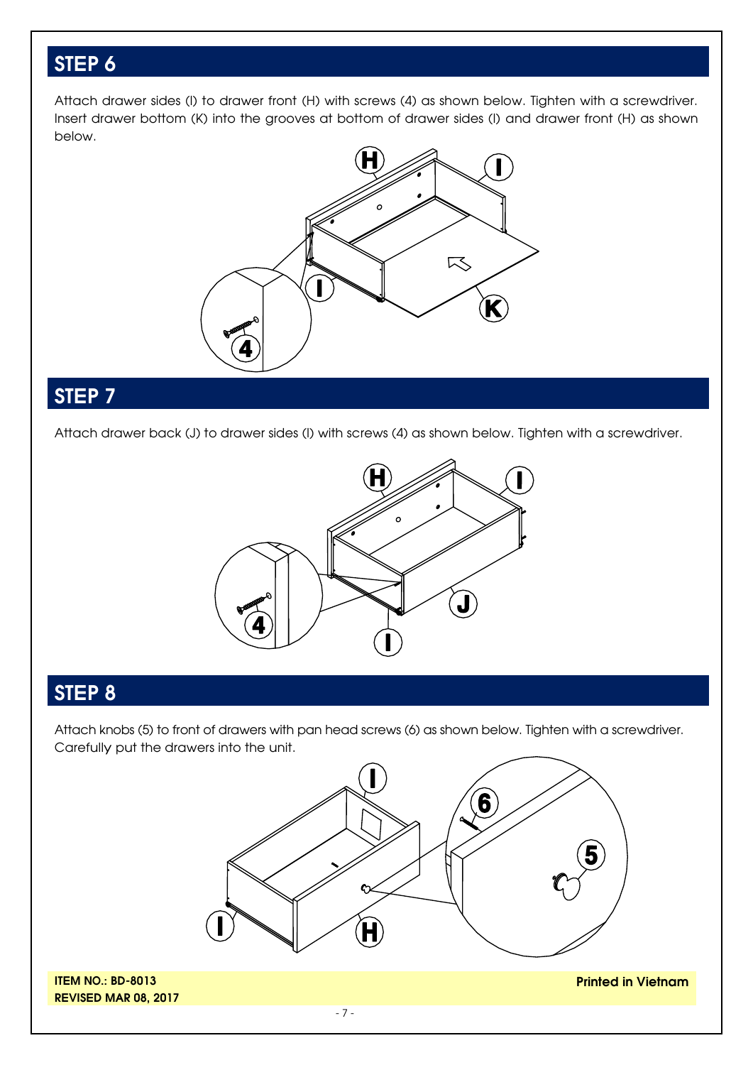## STEP 6

Attach drawer sides (I) to drawer front (H) with screws (4) as shown below. Tighten with a screwdriver. Insert drawer bottom (K) into the grooves at bottom of drawer sides (I) and drawer front (H) as shown below.

## STEP 7

Attach drawer back (J) to drawer sides (I) with screws (4) as shown below. Tighten with a screwdriver.

## STEP 8

Attach knobs (5) to front of drawers with pan head screws (6) as shown below. Tighten with a screwdriver. Carefully put the drawers into the unit.

**ITEM NO.: BD-8013**
**REVISED MAR 08, 2017**

**Printed in Vietnam**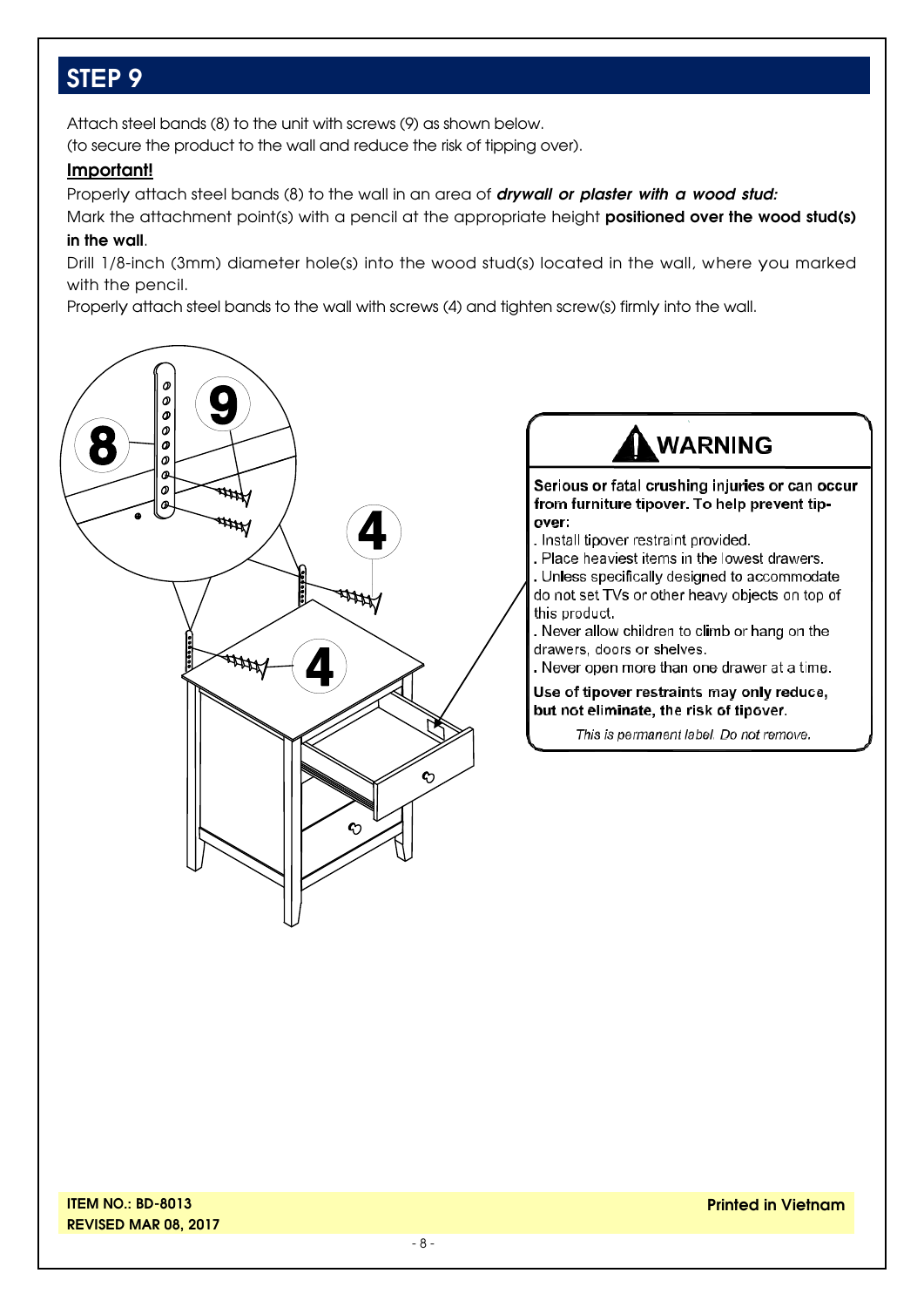## STEP 9

Attach steel bands (8) to the unit with screws (9) as shown below.
(to secure the product to the wall and reduce the risk of tipping over).

**Important!**

Properly attach steel bands (8) to the wall in an area of ***drywall or plaster with a wood stud:***
Mark the attachment point(s) with a pencil at the appropriate height **positioned over the wood stud(s) in the wall**.
Drill 1/8-inch (3mm) diameter hole(s) into the wood stud(s) located in the wall, where you marked with the pencil.
Properly attach steel bands to the wall with screws (4) and tighten screw(s) firmly into the wall.

8

9

4

4

**WARNING**

**Serious or fatal crushing injuries or can occur from furniture tipover. To help prevent tip-over:**

. Install tipover restraint provided.
. Place heaviest items in the lowest drawers.
. Unless specifically designed to accommodate do not set TVs or other heavy objects on top of this product.
. Never allow children to climb or hang on the drawers, doors or shelves.
. Never open more than one drawer at a time.

**Use of tipover restraints may only reduce, but not eliminate, the risk of tipover.**

*This is permanent label. Do not remove.*

**ITEM NO.: BD-8013**
**REVISED MAR 08, 2017**

**Printed in Vietnam**